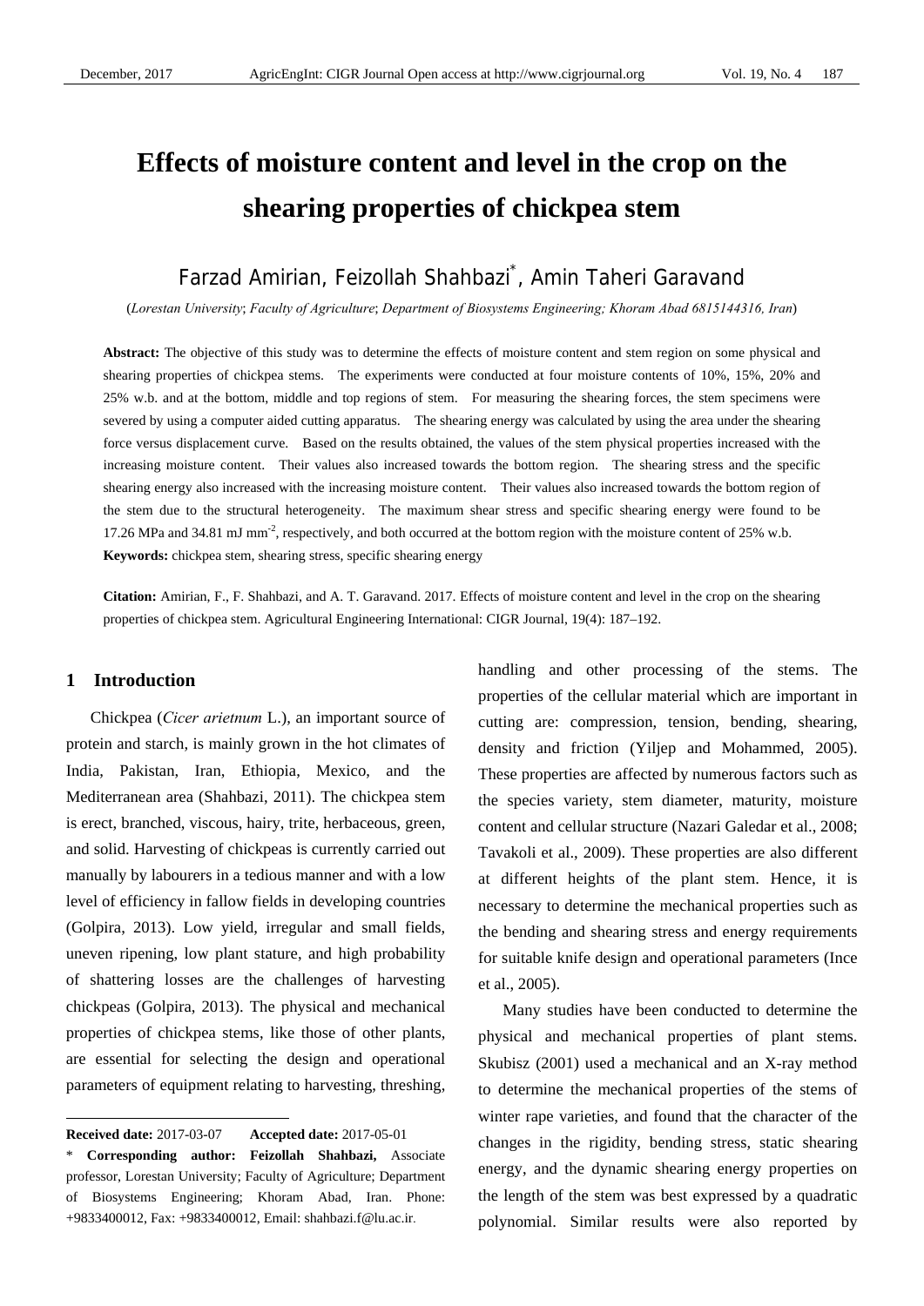# Effects of moisture content and level in the crop on the shearing properties of chickpea stem

Farzad Amirian, Feizollah Shahbazi*, Amin Taheri Garavand

(*Lorestan University*; *Faculty of Agriculture*; *Department of Biosystems Engineering; Khoram Abad 6815144316, Iran*)

**Abstract:** The objective of this study was to determine the effects of moisture content and stem region on some physical and shearing properties of chickpea stems. The experiments were conducted at four moisture contents of 10%, 15%, 20% and 25% w.b. and at the bottom, middle and top regions of stem. For measuring the shearing forces, the stem specimens were severed by using a computer aided cutting apparatus. The shearing energy was calculated by using the area under the shearing force versus displacement curve. Based on the results obtained, the values of the stem physical properties increased with the increasing moisture content. Their values also increased towards the bottom region. The shearing stress and the specific shearing energy also increased with the increasing moisture content. Their values also increased towards the bottom region of the stem due to the structural heterogeneity. The maximum shear stress and specific shearing energy were found to be 17.26 MPa and 34.81 mJ mm$^{-2}$, respectively, and both occurred at the bottom region with the moisture content of 25% w.b.

**Keywords:** chickpea stem, shearing stress, specific shearing energy

**Citation:** Amirian, F., F. Shahbazi, and A. T. Garavand. 2017. Effects of moisture content and level in the crop on the shearing properties of chickpea stem. Agricultural Engineering International: CIGR Journal, 19(4): 187–192.

## 1 Introduction

Chickpea (*Cicer arietnum* L.), an important source of protein and starch, is mainly grown in the hot climates of India, Pakistan, Iran, Ethiopia, Mexico, and the Mediterranean area (Shahbazi, 2011). The chickpea stem is erect, branched, viscous, hairy, trite, herbaceous, green, and solid. Harvesting of chickpeas is currently carried out manually by labourers in a tedious manner and with a low level of efficiency in fallow fields in developing countries (Golpira, 2013). Low yield, irregular and small fields, uneven ripening, low plant stature, and high probability of shattering losses are the challenges of harvesting chickpeas (Golpira, 2013). The physical and mechanical properties of chickpea stems, like those of other plants, are essential for selecting the design and operational parameters of equipment relating to harvesting, threshing, handling and other processing of the stems. The properties of the cellular material which are important in cutting are: compression, tension, bending, shearing, density and friction (Yiljep and Mohammed, 2005). These properties are affected by numerous factors such as the species variety, stem diameter, maturity, moisture content and cellular structure (Nazari Galedar et al., 2008; Tavakoli et al., 2009). These properties are also different at different heights of the plant stem. Hence, it is necessary to determine the mechanical properties such as the bending and shearing stress and energy requirements for suitable knife design and operational parameters (Ince et al., 2005).

Many studies have been conducted to determine the physical and mechanical properties of plant stems. Skubisz (2001) used a mechanical and an X-ray method to determine the mechanical properties of the stems of winter rape varieties, and found that the character of the changes in the rigidity, bending stress, static shearing energy, and the dynamic shearing energy properties on the length of the stem was best expressed by a quadratic polynomial. Similar results were also reported by

---

**Received date:** 2017-03-07 **Accepted date:** 2017-05-01

\* **Corresponding author: Feizollah Shahbazi,** Associate professor, Lorestan University; Faculty of Agriculture; Department of Biosystems Engineering; Khoram Abad, Iran. Phone: +9833400012, Fax: +9833400012, Email: shahbazi.f@lu.ac.ir.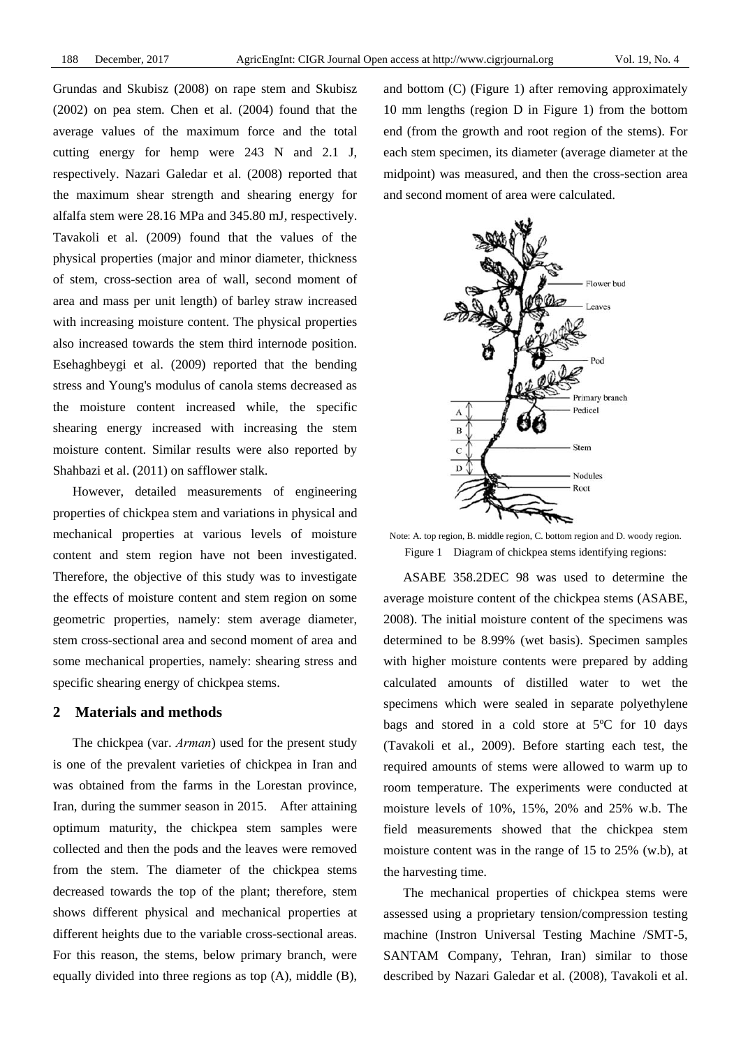Grundas and Skubisz (2008) on rape stem and Skubisz (2002) on pea stem. Chen et al. (2004) found that the average values of the maximum force and the total cutting energy for hemp were 243 N and 2.1 J, respectively. Nazari Galedar et al. (2008) reported that the maximum shear strength and shearing energy for alfalfa stem were 28.16 MPa and 345.80 mJ, respectively. Tavakoli et al. (2009) found that the values of the physical properties (major and minor diameter, thickness of stem, cross-section area of wall, second moment of area and mass per unit length) of barley straw increased with increasing moisture content. The physical properties also increased towards the stem third internode position. Esehaghbeygi et al. (2009) reported that the bending stress and Young's modulus of canola stems decreased as the moisture content increased while, the specific shearing energy increased with increasing the stem moisture content. Similar results were also reported by Shahbazi et al. (2011) on safflower stalk.

However, detailed measurements of engineering properties of chickpea stem and variations in physical and mechanical properties at various levels of moisture content and stem region have not been investigated. Therefore, the objective of this study was to investigate the effects of moisture content and stem region on some geometric properties, namely: stem average diameter, stem cross-sectional area and second moment of area and some mechanical properties, namely: shearing stress and specific shearing energy of chickpea stems.

## 2 Materials and methods

The chickpea (var. *Arman*) used for the present study is one of the prevalent varieties of chickpea in Iran and was obtained from the farms in the Lorestan province, Iran, during the summer season in 2015. After attaining optimum maturity, the chickpea stem samples were collected and then the pods and the leaves were removed from the stem. The diameter of the chickpea stems decreased towards the top of the plant; therefore, stem shows different physical and mechanical properties at different heights due to the variable cross-sectional areas. For this reason, the stems, below primary branch, were equally divided into three regions as top (A), middle (B), and bottom (C) (Figure 1) after removing approximately 10 mm lengths (region D in Figure 1) from the bottom end (from the growth and root region of the stems). For each stem specimen, its diameter (average diameter at the midpoint) was measured, and then the cross-section area and second moment of area were calculated.

Note: A. top region, B. middle region, C. bottom region and D. woody region.

Figure 1 Diagram of chickpea stems identifying regions:

ASABE 358.2DEC 98 was used to determine the average moisture content of the chickpea stems (ASABE, 2008). The initial moisture content of the specimens was determined to be 8.99% (wet basis). Specimen samples with higher moisture contents were prepared by adding calculated amounts of distilled water to wet the specimens which were sealed in separate polyethylene bags and stored in a cold store at 5ºC for 10 days (Tavakoli et al., 2009). Before starting each test, the required amounts of stems were allowed to warm up to room temperature. The experiments were conducted at moisture levels of 10%, 15%, 20% and 25% w.b. The field measurements showed that the chickpea stem moisture content was in the range of 15 to 25% (w.b), at the harvesting time.

The mechanical properties of chickpea stems were assessed using a proprietary tension/compression testing machine (Instron Universal Testing Machine /SMT-5, SANTAM Company, Tehran, Iran) similar to those described by Nazari Galedar et al. (2008), Tavakoli et al.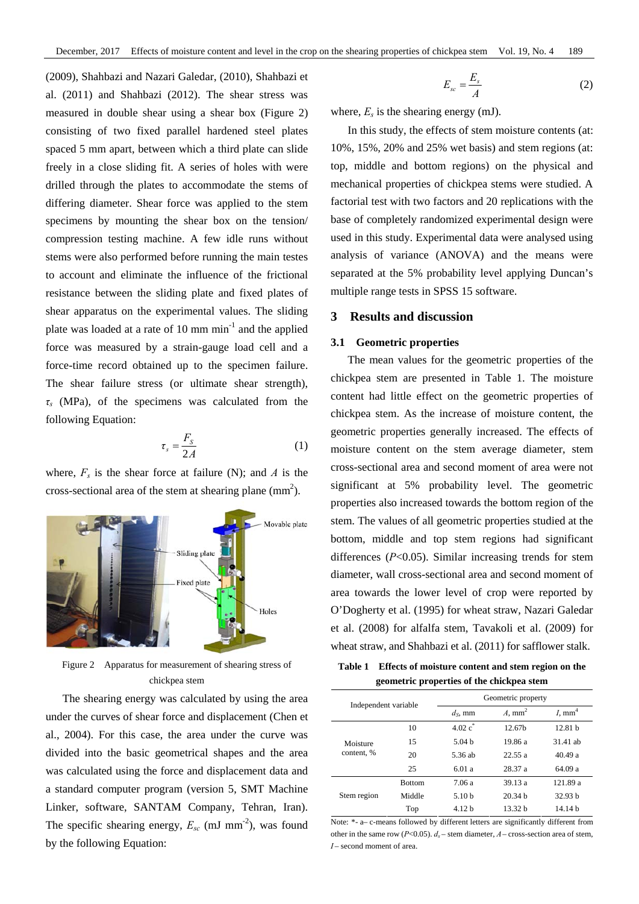(2009), Shahbazi and Nazari Galedar, (2010), Shahbazi et al. (2011) and Shahbazi (2012). The shear stress was measured in double shear using a shear box (Figure 2) consisting of two fixed parallel hardened steel plates spaced 5 mm apart, between which a third plate can slide freely in a close sliding fit. A series of holes with were drilled through the plates to accommodate the stems of differing diameter. Shear force was applied to the stem specimens by mounting the shear box on the tension/ compression testing machine. A few idle runs without stems were also performed before running the main testes to account and eliminate the influence of the frictional resistance between the sliding plate and fixed plates of shear apparatus on the experimental values. The sliding plate was loaded at a rate of 10 mm min$^{-1}$ and the applied force was measured by a strain-gauge load cell and a force-time record obtained up to the specimen failure. The shear failure stress (or ultimate shear strength), $\tau_s$ (MPa), of the specimens was calculated from the following Equation:

$$\tau_s = \frac{F_S}{2A} \tag{1}$$

where, $F_s$ is the shear force at failure (N); and $A$ is the cross-sectional area of the stem at shearing plane (mm$^2$).

Figure 2 Apparatus for measurement of shearing stress of chickpea stem

The shearing energy was calculated by using the area under the curves of shear force and displacement (Chen et al., 2004). For this case, the area under the curve was divided into the basic geometrical shapes and the area was calculated using the force and displacement data and a standard computer program (version 5, SMT Machine Linker, software, SANTAM Company, Tehran, Iran). The specific shearing energy, $E_{sc}$ (mJ mm$^{-2}$), was found by the following Equation:

$$E_{sc} = \frac{E_s}{A} \tag{2}$$

where, $E_s$ is the shearing energy (mJ).

In this study, the effects of stem moisture contents (at: 10%, 15%, 20% and 25% wet basis) and stem regions (at: top, middle and bottom regions) on the physical and mechanical properties of chickpea stems were studied. A factorial test with two factors and 20 replications with the base of completely randomized experimental design were used in this study. Experimental data were analysed using analysis of variance (ANOVA) and the means were separated at the 5% probability level applying Duncan's multiple range tests in SPSS 15 software.

## 3 Results and discussion

### 3.1 Geometric properties

The mean values for the geometric properties of the chickpea stem are presented in Table 1. The moisture content had little effect on the geometric properties of chickpea stem. As the increase of moisture content, the geometric properties generally increased. The effects of moisture content on the stem average diameter, stem cross-sectional area and second moment of area were not significant at 5% probability level. The geometric properties also increased towards the bottom region of the stem. The values of all geometric properties studied at the bottom, middle and top stem regions had significant differences ($P$<0.05). Similar increasing trends for stem diameter, wall cross-sectional area and second moment of area towards the lower level of crop were reported by O'Dogherty et al. (1995) for wheat straw, Nazari Galedar et al. (2008) for alfalfa stem, Tavakoli et al. (2009) for wheat straw, and Shahbazi et al. (2011) for safflower stalk.

**Table 1 Effects of moisture content and stem region on the geometric properties of the chickpea stem**

| Independent variable | | Geometric property | | |
|---|---|---|---|---|
| | | $d_S$, mm | $A$, mm$^2$ | $I$, mm$^4$ |
| Moisture content, % | 10 | 4.02 c* | 12.67b | 12.81 b |
| | 15 | 5.04 b | 19.86 a | 31.41 ab |
| | 20 | 5.36 ab | 22.55 a | 40.49 a |
| | 25 | 6.01 a | 28.37 a | 64.09 a |
| Stem region | Bottom | 7.06 a | 39.13 a | 121.89 a |
| | Middle | 5.10 b | 20.34 b | 32.93 b |
| | Top | 4.12 b | 13.32 b | 14.14 b |

Note: *- a– c-means followed by different letters are significantly different from other in the same row ($P$<0.05). $d_s$ – stem diameter, $A$ – cross-section area of stem, $I$ – second moment of area.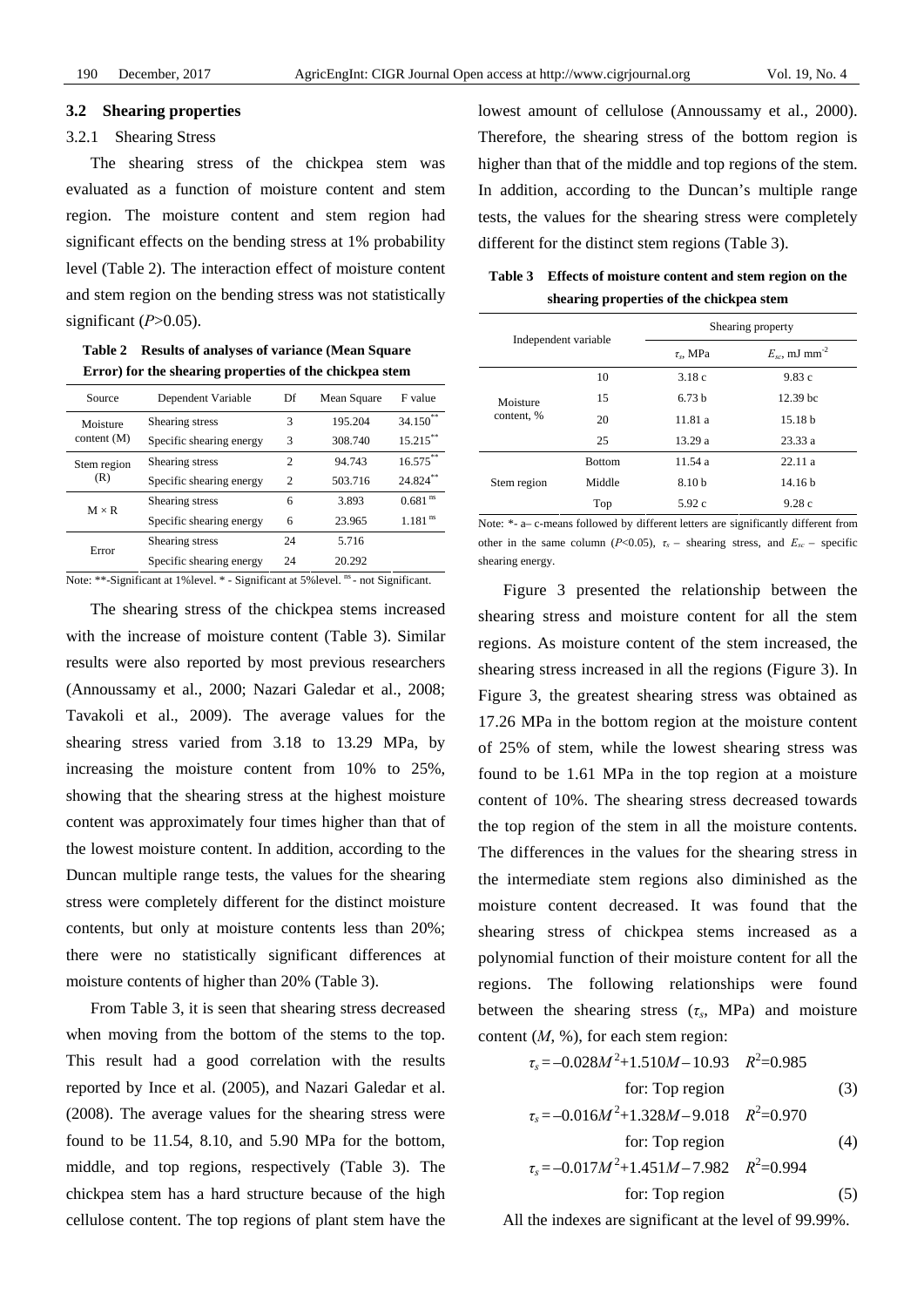### 3.2 Shearing properties

#### 3.2.1 Shearing Stress

The shearing stress of the chickpea stem was evaluated as a function of moisture content and stem region. The moisture content and stem region had significant effects on the bending stress at 1% probability level (Table 2). The interaction effect of moisture content and stem region on the bending stress was not statistically significant ($P$>0.05).

**Table 2 Results of analyses of variance (Mean Square Error) for the shearing properties of the chickpea stem**

| Source | Dependent Variable | Df | Mean Square | F value |
|---|---|---|---|---|
| Moisture content (M) | Shearing stress | 3 | 195.204 | 34.150** |
| | Specific shearing energy | 3 | 308.740 | 15.215** |
| Stem region (R) | Shearing stress | 2 | 94.743 | 16.575** |
| | Specific shearing energy | 2 | 503.716 | 24.824** |
| M × R | Shearing stress | 6 | 3.893 | 0.681 ns |
| | Specific shearing energy | 6 | 23.965 | 1.181 ns |
| Error | Shearing stress | 24 | 5.716 | |
| | Specific shearing energy | 24 | 20.292 | |

Note: **-Significant at 1%level. * - Significant at 5%level. ns - not Significant.

The shearing stress of the chickpea stems increased with the increase of moisture content (Table 3). Similar results were also reported by most previous researchers (Annoussamy et al., 2000; Nazari Galedar et al., 2008; Tavakoli et al., 2009). The average values for the shearing stress varied from 3.18 to 13.29 MPa, by increasing the moisture content from 10% to 25%, showing that the shearing stress at the highest moisture content was approximately four times higher than that of the lowest moisture content. In addition, according to the Duncan multiple range tests, the values for the shearing stress were completely different for the distinct moisture contents, but only at moisture contents less than 20%; there were no statistically significant differences at moisture contents of higher than 20% (Table 3).

From Table 3, it is seen that shearing stress decreased when moving from the bottom of the stems to the top. This result had a good correlation with the results reported by Ince et al. (2005), and Nazari Galedar et al. (2008). The average values for the shearing stress were found to be 11.54, 8.10, and 5.90 MPa for the bottom, middle, and top regions, respectively (Table 3). The chickpea stem has a hard structure because of the high cellulose content. The top regions of plant stem have the lowest amount of cellulose (Annoussamy et al., 2000). Therefore, the shearing stress of the bottom region is higher than that of the middle and top regions of the stem. In addition, according to the Duncan's multiple range tests, the values for the shearing stress were completely different for the distinct stem regions (Table 3).

**Table 3 Effects of moisture content and stem region on the shearing properties of the chickpea stem**

| Independent variable | | Shearing property | |
|---|---|---|---|
| | | $\tau_s$, MPa | $E_{sc}$, mJ mm$^{-2}$ |
| Moisture content, % | 10 | 3.18 c | 9.83 c |
| | 15 | 6.73 b | 12.39 bc |
| | 20 | 11.81 a | 15.18 b |
| | 25 | 13.29 a | 23.33 a |
| Stem region | Bottom | 11.54 a | 22.11 a |
| | Middle | 8.10 b | 14.16 b |
| | Top | 5.92 c | 9.28 c |

Note: *- a– c-means followed by different letters are significantly different from other in the same column ($P$<0.05), $\tau_s$ – shearing stress, and $E_{sc}$ – specific shearing energy.

Figure 3 presented the relationship between the shearing stress and moisture content for all the stem regions. As moisture content of the stem increased, the shearing stress increased in all the regions (Figure 3). In Figure 3, the greatest shearing stress was obtained as 17.26 MPa in the bottom region at the moisture content of 25% of stem, while the lowest shearing stress was found to be 1.61 MPa in the top region at a moisture content of 10%. The shearing stress decreased towards the top region of the stem in all the moisture contents. The differences in the values for the shearing stress in the intermediate stem regions also diminished as the moisture content decreased. It was found that the shearing stress of chickpea stems increased as a polynomial function of their moisture content for all the regions. The following relationships were found between the shearing stress ($\tau_s$, MPa) and moisture content ($M$, %), for each stem region:

$$\tau_s = -0.028M^2 + 1.510M - 10.93 \quad R^2 = 0.985 \quad \text{for: Top region} \tag{3}$$

$$\tau_s = -0.016M^2 + 1.328M - 9.018 \quad R^2 = 0.970 \quad \text{for: Top region} \tag{4}$$

$$\tau_s = -0.017M^2 + 1.451M - 7.982 \quad R^2 = 0.994 \quad \text{for: Top region} \tag{5}$$

All the indexes are significant at the level of 99.99%.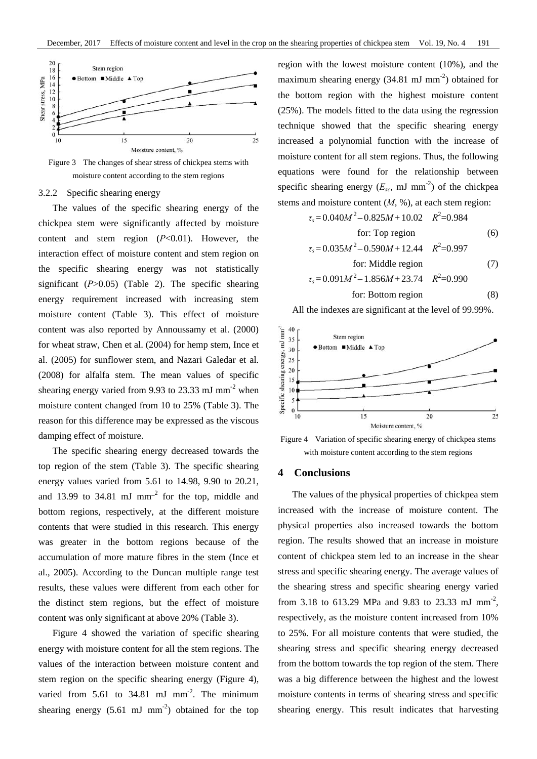Figure 3 The changes of shear stress of chickpea stems with moisture content according to the stem regions

#### 3.2.2 Specific shearing energy

The values of the specific shearing energy of the chickpea stem were significantly affected by moisture content and stem region ($P$<0.01). However, the interaction effect of moisture content and stem region on the specific shearing energy was not statistically significant ($P$>0.05) (Table 2). The specific shearing energy requirement increased with increasing stem moisture content (Table 3). This effect of moisture content was also reported by Annoussamy et al. (2000) for wheat straw, Chen et al. (2004) for hemp stem, Ince et al. (2005) for sunflower stem, and Nazari Galedar et al. (2008) for alfalfa stem. The mean values of specific shearing energy varied from 9.93 to 23.33 mJ mm$^{-2}$ when moisture content changed from 10 to 25% (Table 3). The reason for this difference may be expressed as the viscous damping effect of moisture.

The specific shearing energy decreased towards the top region of the stem (Table 3). The specific shearing energy values varied from 5.61 to 14.98, 9.90 to 20.21, and 13.99 to 34.81 mJ mm$^{-2}$ for the top, middle and bottom regions, respectively, at the different moisture contents that were studied in this research. This energy was greater in the bottom regions because of the accumulation of more mature fibres in the stem (Ince et al., 2005). According to the Duncan multiple range test results, these values were different from each other for the distinct stem regions, but the effect of moisture content was only significant at above 20% (Table 3).

Figure 4 showed the variation of specific shearing energy with moisture content for all the stem regions. The values of the interaction between moisture content and stem region on the specific shearing energy (Figure 4), varied from 5.61 to 34.81 mJ mm$^{-2}$. The minimum shearing energy (5.61 mJ mm$^{-2}$) obtained for the top region with the lowest moisture content (10%), and the maximum shearing energy (34.81 mJ mm$^{-2}$) obtained for the bottom region with the highest moisture content (25%). The models fitted to the data using the regression technique showed that the specific shearing energy increased a polynomial function with the increase of moisture content for all stem regions. Thus, the following equations were found for the relationship between specific shearing energy ($E_{sc}$, mJ mm$^{-2}$) of the chickpea stems and moisture content ($M$, %), at each stem region:

$$\tau_s = 0.040M^2 - 0.825M + 10.02 \quad R^2=0.984$$

for: Top region (6)

$$\tau_s = 0.035M^2 - 0.590M + 12.44 \quad R^2=0.997$$

for: Middle region (7)

$$\tau_s = 0.091M^2 - 1.856M + 23.74 \quad R^2=0.990$$

for: Bottom region (8)

All the indexes are significant at the level of 99.99%.

Figure 4 Variation of specific shearing energy of chickpea stems with moisture content according to the stem regions

## 4 Conclusions

The values of the physical properties of chickpea stem increased with the increase of moisture content. The physical properties also increased towards the bottom region. The results showed that an increase in moisture content of chickpea stem led to an increase in the shear stress and specific shearing energy. The average values of the shearing stress and specific shearing energy varied from 3.18 to 613.29 MPa and 9.83 to 23.33 mJ mm$^{-2}$, respectively, as the moisture content increased from 10% to 25%. For all moisture contents that were studied, the shearing stress and specific shearing energy decreased from the bottom towards the top region of the stem. There was a big difference between the highest and the lowest moisture contents in terms of shearing stress and specific shearing energy. This result indicates that harvesting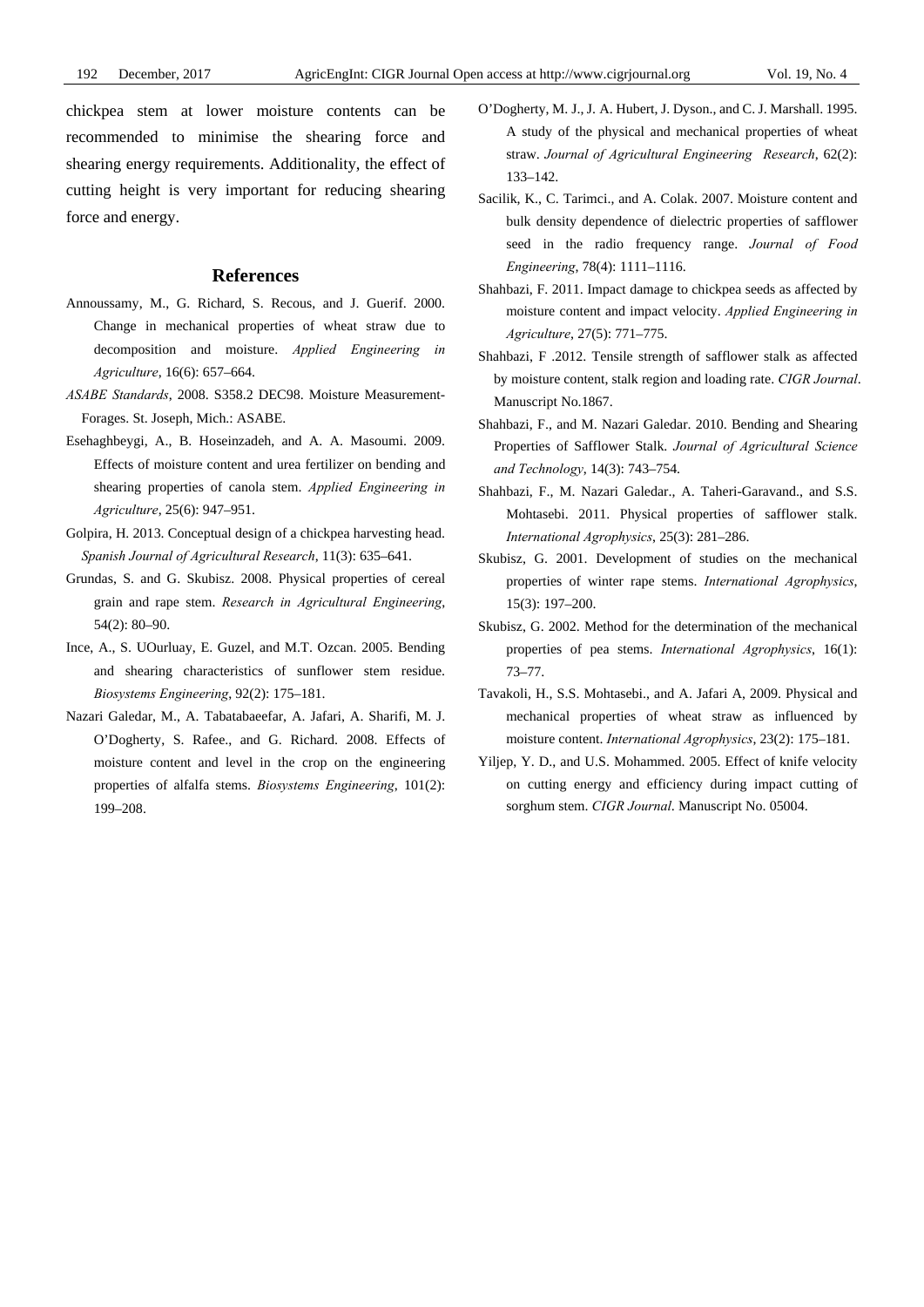chickpea stem at lower moisture contents can be recommended to minimise the shearing force and shearing energy requirements. Additionality, the effect of cutting height is very important for reducing shearing force and energy.

## References

Annoussamy, M., G. Richard, S. Recous, and J. Guerif. 2000. Change in mechanical properties of wheat straw due to decomposition and moisture. *Applied Engineering in Agriculture*, 16(6): 657–664.

*ASABE Standards*, 2008. S358.2 DEC98. Moisture Measurement-Forages. St. Joseph, Mich.: ASABE.

Esehaghbeygi, A., B. Hoseinzadeh, and A. A. Masoumi. 2009. Effects of moisture content and urea fertilizer on bending and shearing properties of canola stem. *Applied Engineering in Agriculture*, 25(6): 947–951.

Golpira, H. 2013. Conceptual design of a chickpea harvesting head. *Spanish Journal of Agricultural Research*, 11(3): 635–641.

Grundas, S. and G. Skubisz. 2008. Physical properties of cereal grain and rape stem. *Research in Agricultural Engineering*, 54(2): 80–90.

Ince, A., S. UOurluay, E. Guzel, and M.T. Ozcan. 2005. Bending and shearing characteristics of sunflower stem residue. *Biosystems Engineering*, 92(2): 175–181.

Nazari Galedar, M., A. Tabatabaeefar, A. Jafari, A. Sharifi, M. J. O'Dogherty, S. Rafee., and G. Richard. 2008. Effects of moisture content and level in the crop on the engineering properties of alfalfa stems. *Biosystems Engineering*, 101(2): 199–208.

O'Dogherty, M. J., J. A. Hubert, J. Dyson., and C. J. Marshall. 1995. A study of the physical and mechanical properties of wheat straw. *Journal of Agricultural Engineering Research*, 62(2): 133–142.

Sacilik, K., C. Tarimci., and A. Colak. 2007. Moisture content and bulk density dependence of dielectric properties of safflower seed in the radio frequency range. *Journal of Food Engineering*, 78(4): 1111–1116.

Shahbazi, F. 2011. Impact damage to chickpea seeds as affected by moisture content and impact velocity. *Applied Engineering in Agriculture*, 27(5): 771–775.

Shahbazi, F .2012. Tensile strength of safflower stalk as affected by moisture content, stalk region and loading rate. *CIGR Journal*. Manuscript No.1867.

Shahbazi, F., and M. Nazari Galedar. 2010. Bending and Shearing Properties of Safflower Stalk. *Journal of Agricultural Science and Technology*, 14(3): 743–754.

Shahbazi, F., M. Nazari Galedar., A. Taheri-Garavand., and S.S. Mohtasebi. 2011. Physical properties of safflower stalk. *International Agrophysics*, 25(3): 281–286.

Skubisz, G. 2001. Development of studies on the mechanical properties of winter rape stems. *International Agrophysics*, 15(3): 197–200.

Skubisz, G. 2002. Method for the determination of the mechanical properties of pea stems. *International Agrophysics*, 16(1): 73–77.

Tavakoli, H., S.S. Mohtasebi., and A. Jafari A, 2009. Physical and mechanical properties of wheat straw as influenced by moisture content. *International Agrophysics*, 23(2): 175–181.

Yiljep, Y. D., and U.S. Mohammed. 2005. Effect of knife velocity on cutting energy and efficiency during impact cutting of sorghum stem. *CIGR Journal*. Manuscript No. 05004.